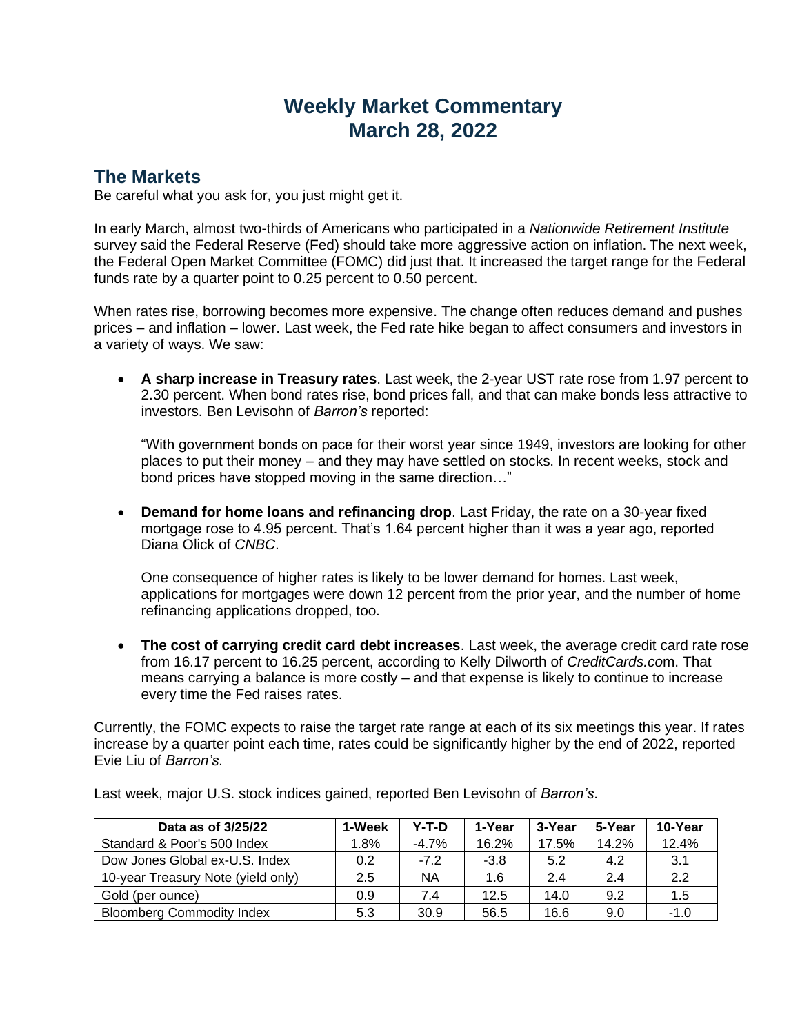# Weekly Market Commentary
# March 28, 2022

## The Markets

Be careful what you ask for, you just might get it.

In early March, almost two-thirds of Americans who participated in a *Nationwide Retirement Institute* survey said the Federal Reserve (Fed) should take more aggressive action on inflation. The next week, the Federal Open Market Committee (FOMC) did just that. It increased the target range for the Federal funds rate by a quarter point to 0.25 percent to 0.50 percent.

When rates rise, borrowing becomes more expensive. The change often reduces demand and pushes prices – and inflation – lower. Last week, the Fed rate hike began to affect consumers and investors in a variety of ways. We saw:

- **A sharp increase in Treasury rates**. Last week, the 2-year UST rate rose from 1.97 percent to 2.30 percent. When bond rates rise, bond prices fall, and that can make bonds less attractive to investors. Ben Levisohn of *Barron's* reported:

  "With government bonds on pace for their worst year since 1949, investors are looking for other places to put their money – and they may have settled on stocks. In recent weeks, stock and bond prices have stopped moving in the same direction…"

- **Demand for home loans and refinancing drop**. Last Friday, the rate on a 30-year fixed mortgage rose to 4.95 percent. That's 1.64 percent higher than it was a year ago, reported Diana Olick of *CNBC*.

  One consequence of higher rates is likely to be lower demand for homes. Last week, applications for mortgages were down 12 percent from the prior year, and the number of home refinancing applications dropped, too.

- **The cost of carrying credit card debt increases**. Last week, the average credit card rate rose from 16.17 percent to 16.25 percent, according to Kelly Dilworth of *CreditCards.co*m. That means carrying a balance is more costly – and that expense is likely to continue to increase every time the Fed raises rates.

Currently, the FOMC expects to raise the target rate range at each of its six meetings this year. If rates increase by a quarter point each time, rates could be significantly higher by the end of 2022, reported Evie Liu of *Barron's*.

Last week, major U.S. stock indices gained, reported Ben Levisohn of *Barron's*.

| Data as of 3/25/22 | 1-Week | Y-T-D | 1-Year | 3-Year | 5-Year | 10-Year |
|---|---|---|---|---|---|---|
| Standard & Poor's 500 Index | 1.8% | -4.7% | 16.2% | 17.5% | 14.2% | 12.4% |
| Dow Jones Global ex-U.S. Index | 0.2 | -7.2 | -3.8 | 5.2 | 4.2 | 3.1 |
| 10-year Treasury Note (yield only) | 2.5 | NA | 1.6 | 2.4 | 2.4 | 2.2 |
| Gold (per ounce) | 0.9 | 7.4 | 12.5 | 14.0 | 9.2 | 1.5 |
| Bloomberg Commodity Index | 5.3 | 30.9 | 56.5 | 16.6 | 9.0 | -1.0 |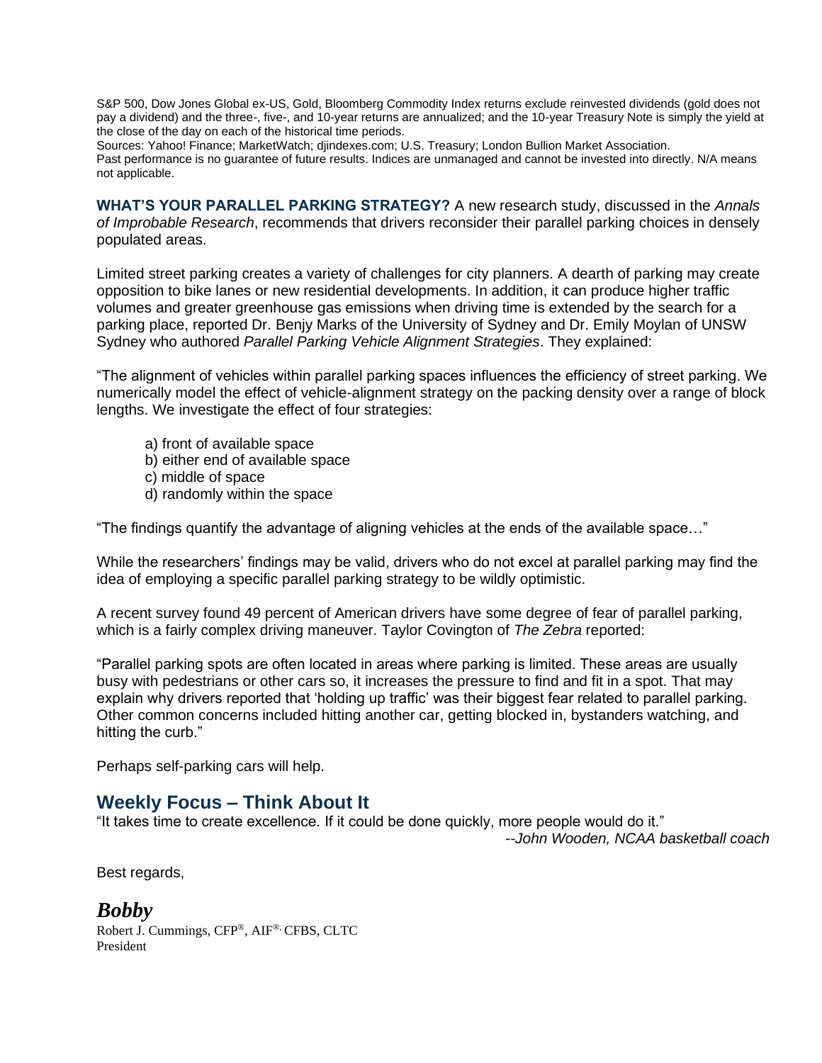S&P 500, Dow Jones Global ex-US, Gold, Bloomberg Commodity Index returns exclude reinvested dividends (gold does not pay a dividend) and the three-, five-, and 10-year returns are annualized; and the 10-year Treasury Note is simply the yield at the close of the day on each of the historical time periods.
Sources: Yahoo! Finance; MarketWatch; djindexes.com; U.S. Treasury; London Bullion Market Association.
Past performance is no guarantee of future results. Indices are unmanaged and cannot be invested into directly. N/A means not applicable.

**WHAT'S YOUR PARALLEL PARKING STRATEGY?** A new research study, discussed in the *Annals of Improbable Research*, recommends that drivers reconsider their parallel parking choices in densely populated areas.

Limited street parking creates a variety of challenges for city planners. A dearth of parking may create opposition to bike lanes or new residential developments. In addition, it can produce higher traffic volumes and greater greenhouse gas emissions when driving time is extended by the search for a parking place, reported Dr. Benjy Marks of the University of Sydney and Dr. Emily Moylan of UNSW Sydney who authored *Parallel Parking Vehicle Alignment Strategies*. They explained:

"The alignment of vehicles within parallel parking spaces influences the efficiency of street parking. We numerically model the effect of vehicle-alignment strategy on the packing density over a range of block lengths. We investigate the effect of four strategies:

a) front of available space
b) either end of available space
c) middle of space
d) randomly within the space

"The findings quantify the advantage of aligning vehicles at the ends of the available space…"

While the researchers' findings may be valid, drivers who do not excel at parallel parking may find the idea of employing a specific parallel parking strategy to be wildly optimistic.

A recent survey found 49 percent of American drivers have some degree of fear of parallel parking, which is a fairly complex driving maneuver. Taylor Covington of *The Zebra* reported:

"Parallel parking spots are often located in areas where parking is limited. These areas are usually busy with pedestrians or other cars so, it increases the pressure to find and fit in a spot. That may explain why drivers reported that 'holding up traffic' was their biggest fear related to parallel parking. Other common concerns included hitting another car, getting blocked in, bystanders watching, and hitting the curb."

Perhaps self-parking cars will help.

## Weekly Focus – Think About It

"It takes time to create excellence. If it could be done quickly, more people would do it."

*--John Wooden, NCAA basketball coach*

Best regards,

***Bobby***

Robert J. Cummings, CFP®, AIF®, CFBS, CLTC
President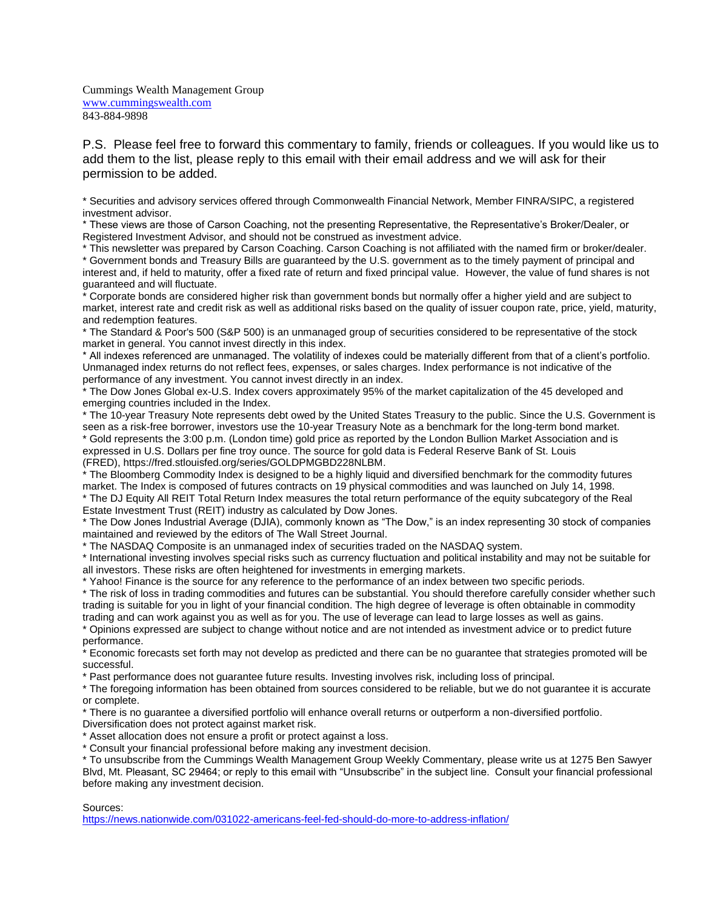Cummings Wealth Management Group
[www.cummingswealth.com](http://www.cummingswealth.com)
843-884-9898

P.S. Please feel free to forward this commentary to family, friends or colleagues. If you would like us to add them to the list, please reply to this email with their email address and we will ask for their permission to be added.

* Securities and advisory services offered through Commonwealth Financial Network, Member FINRA/SIPC, a registered investment advisor.
* These views are those of Carson Coaching, not the presenting Representative, the Representative's Broker/Dealer, or Registered Investment Advisor, and should not be construed as investment advice.
* This newsletter was prepared by Carson Coaching. Carson Coaching is not affiliated with the named firm or broker/dealer.
* Government bonds and Treasury Bills are guaranteed by the U.S. government as to the timely payment of principal and interest and, if held to maturity, offer a fixed rate of return and fixed principal value. However, the value of fund shares is not guaranteed and will fluctuate.
* Corporate bonds are considered higher risk than government bonds but normally offer a higher yield and are subject to market, interest rate and credit risk as well as additional risks based on the quality of issuer coupon rate, price, yield, maturity, and redemption features.
* The Standard & Poor's 500 (S&P 500) is an unmanaged group of securities considered to be representative of the stock market in general. You cannot invest directly in this index.
* All indexes referenced are unmanaged. The volatility of indexes could be materially different from that of a client's portfolio. Unmanaged index returns do not reflect fees, expenses, or sales charges. Index performance is not indicative of the performance of any investment. You cannot invest directly in an index.
* The Dow Jones Global ex-U.S. Index covers approximately 95% of the market capitalization of the 45 developed and emerging countries included in the Index.
* The 10-year Treasury Note represents debt owed by the United States Treasury to the public. Since the U.S. Government is seen as a risk-free borrower, investors use the 10-year Treasury Note as a benchmark for the long-term bond market.
* Gold represents the 3:00 p.m. (London time) gold price as reported by the London Bullion Market Association and is expressed in U.S. Dollars per fine troy ounce. The source for gold data is Federal Reserve Bank of St. Louis (FRED), https://fred.stlouisfed.org/series/GOLDPMGBD228NLBM.
* The Bloomberg Commodity Index is designed to be a highly liquid and diversified benchmark for the commodity futures market. The Index is composed of futures contracts on 19 physical commodities and was launched on July 14, 1998.
* The DJ Equity All REIT Total Return Index measures the total return performance of the equity subcategory of the Real Estate Investment Trust (REIT) industry as calculated by Dow Jones.
* The Dow Jones Industrial Average (DJIA), commonly known as "The Dow," is an index representing 30 stock of companies maintained and reviewed by the editors of The Wall Street Journal.
* The NASDAQ Composite is an unmanaged index of securities traded on the NASDAQ system.
* International investing involves special risks such as currency fluctuation and political instability and may not be suitable for all investors. These risks are often heightened for investments in emerging markets.
* Yahoo! Finance is the source for any reference to the performance of an index between two specific periods.
* The risk of loss in trading commodities and futures can be substantial. You should therefore carefully consider whether such trading is suitable for you in light of your financial condition. The high degree of leverage is often obtainable in commodity trading and can work against you as well as for you. The use of leverage can lead to large losses as well as gains.
* Opinions expressed are subject to change without notice and are not intended as investment advice or to predict future performance.
* Economic forecasts set forth may not develop as predicted and there can be no guarantee that strategies promoted will be successful.
* Past performance does not guarantee future results. Investing involves risk, including loss of principal.
* The foregoing information has been obtained from sources considered to be reliable, but we do not guarantee it is accurate or complete.
* There is no guarantee a diversified portfolio will enhance overall returns or outperform a non-diversified portfolio. Diversification does not protect against market risk.
* Asset allocation does not ensure a profit or protect against a loss.
* Consult your financial professional before making any investment decision.
* To unsubscribe from the Cummings Wealth Management Group Weekly Commentary, please write us at 1275 Ben Sawyer Blvd, Mt. Pleasant, SC 29464; or reply to this email with "Unsubscribe" in the subject line. Consult your financial professional before making any investment decision.

Sources:
[https://news.nationwide.com/031022-americans-feel-fed-should-do-more-to-address-inflation/](https://news.nationwide.com/031022-americans-feel-fed-should-do-more-to-address-inflation/)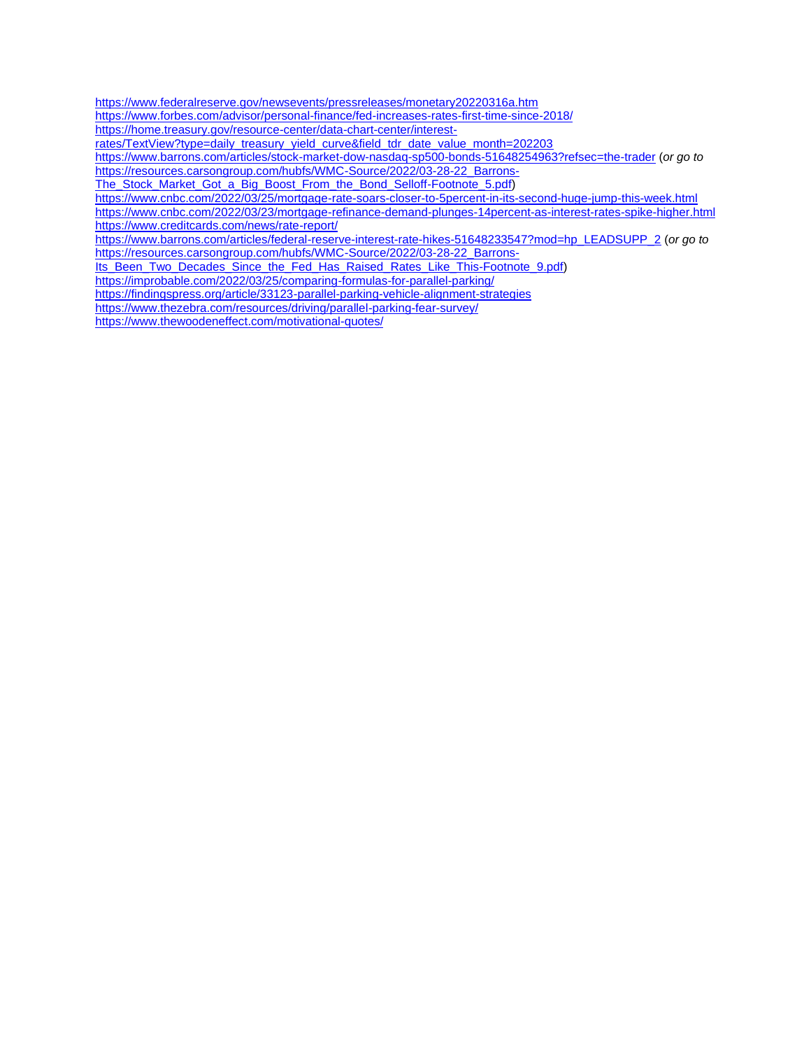https://www.federalreserve.gov/newsevents/pressreleases/monetary20220316a.htm
https://www.forbes.com/advisor/personal-finance/fed-increases-rates-first-time-since-2018/
https://home.treasury.gov/resource-center/data-chart-center/interest-rates/TextView?type=daily_treasury_yield_curve&field_tdr_date_value_month=202203
https://www.barrons.com/articles/stock-market-dow-nasdaq-sp500-bonds-51648254963?refsec=the-trader (*or go to* https://resources.carsongroup.com/hubfs/WMC-Source/2022/03-28-22_Barrons-The_Stock_Market_Got_a_Big_Boost_From_the_Bond_Selloff-Footnote_5.pdf)
https://www.cnbc.com/2022/03/25/mortgage-rate-soars-closer-to-5percent-in-its-second-huge-jump-this-week.html
https://www.cnbc.com/2022/03/23/mortgage-refinance-demand-plunges-14percent-as-interest-rates-spike-higher.html
https://www.creditcards.com/news/rate-report/
https://www.barrons.com/articles/federal-reserve-interest-rate-hikes-51648233547?mod=hp_LEADSUPP_2 (*or go to* https://resources.carsongroup.com/hubfs/WMC-Source/2022/03-28-22_Barrons-Its_Been_Two_Decades_Since_the_Fed_Has_Raised_Rates_Like_This-Footnote_9.pdf)
https://improbable.com/2022/03/25/comparing-formulas-for-parallel-parking/
https://findingspress.org/article/33123-parallel-parking-vehicle-alignment-strategies
https://www.thezebra.com/resources/driving/parallel-parking-fear-survey/
https://www.thewoodeneffect.com/motivational-quotes/